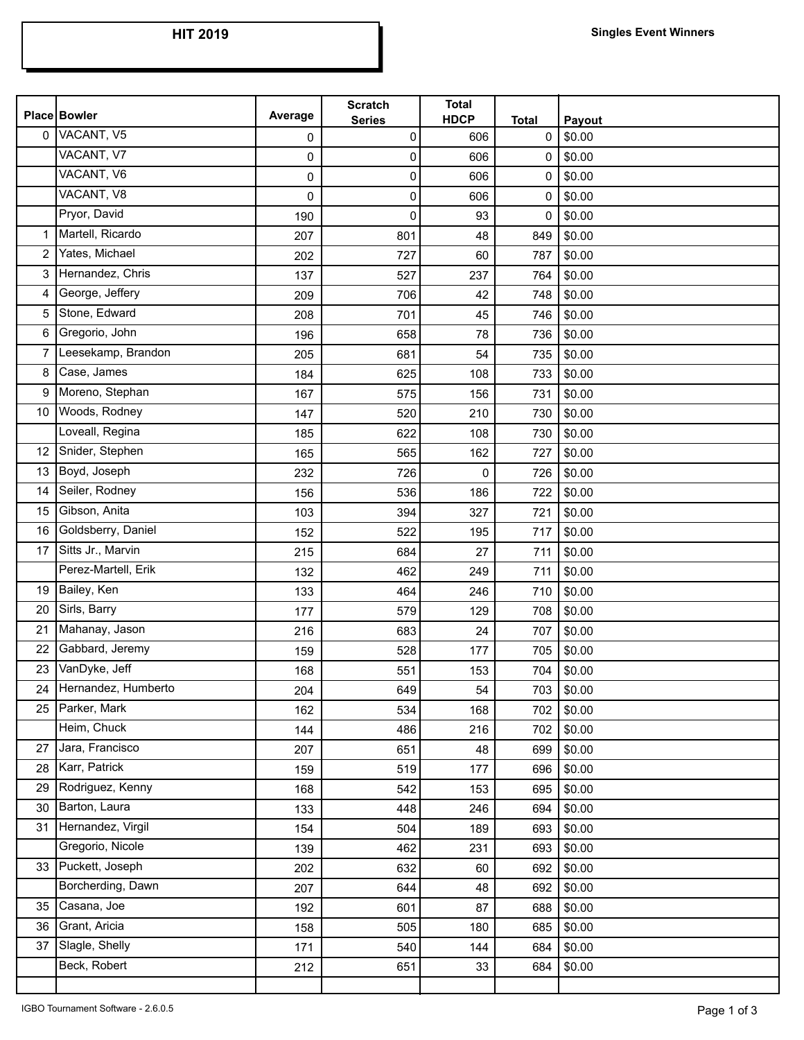# HIT 2019

**Singles Event Winners**

| Place | Bowler | Average | Scratch Series | Total HDCP | Total | Payout |
|---|---|---|---|---|---|---|
| 0 | VACANT, V5 | 0 | 0 | 606 | 0 | $0.00 |
| | VACANT, V7 | 0 | 0 | 606 | 0 | $0.00 |
| | VACANT, V6 | 0 | 0 | 606 | 0 | $0.00 |
| | VACANT, V8 | 0 | 0 | 606 | 0 | $0.00 |
| | Pryor, David | 190 | 0 | 93 | 0 | $0.00 |
| 1 | Martell, Ricardo | 207 | 801 | 48 | 849 | $0.00 |
| 2 | Yates, Michael | 202 | 727 | 60 | 787 | $0.00 |
| 3 | Hernandez, Chris | 137 | 527 | 237 | 764 | $0.00 |
| 4 | George, Jeffery | 209 | 706 | 42 | 748 | $0.00 |
| 5 | Stone, Edward | 208 | 701 | 45 | 746 | $0.00 |
| 6 | Gregorio, John | 196 | 658 | 78 | 736 | $0.00 |
| 7 | Leesekamp, Brandon | 205 | 681 | 54 | 735 | $0.00 |
| 8 | Case, James | 184 | 625 | 108 | 733 | $0.00 |
| 9 | Moreno, Stephan | 167 | 575 | 156 | 731 | $0.00 |
| 10 | Woods, Rodney | 147 | 520 | 210 | 730 | $0.00 |
| | Loveall, Regina | 185 | 622 | 108 | 730 | $0.00 |
| 12 | Snider, Stephen | 165 | 565 | 162 | 727 | $0.00 |
| 13 | Boyd, Joseph | 232 | 726 | 0 | 726 | $0.00 |
| 14 | Seiler, Rodney | 156 | 536 | 186 | 722 | $0.00 |
| 15 | Gibson, Anita | 103 | 394 | 327 | 721 | $0.00 |
| 16 | Goldsberry, Daniel | 152 | 522 | 195 | 717 | $0.00 |
| 17 | Sitts Jr., Marvin | 215 | 684 | 27 | 711 | $0.00 |
| | Perez-Martell, Erik | 132 | 462 | 249 | 711 | $0.00 |
| 19 | Bailey, Ken | 133 | 464 | 246 | 710 | $0.00 |
| 20 | Sirls, Barry | 177 | 579 | 129 | 708 | $0.00 |
| 21 | Mahanay, Jason | 216 | 683 | 24 | 707 | $0.00 |
| 22 | Gabbard, Jeremy | 159 | 528 | 177 | 705 | $0.00 |
| 23 | VanDyke, Jeff | 168 | 551 | 153 | 704 | $0.00 |
| 24 | Hernandez, Humberto | 204 | 649 | 54 | 703 | $0.00 |
| 25 | Parker, Mark | 162 | 534 | 168 | 702 | $0.00 |
| | Heim, Chuck | 144 | 486 | 216 | 702 | $0.00 |
| 27 | Jara, Francisco | 207 | 651 | 48 | 699 | $0.00 |
| 28 | Karr, Patrick | 159 | 519 | 177 | 696 | $0.00 |
| 29 | Rodriguez, Kenny | 168 | 542 | 153 | 695 | $0.00 |
| 30 | Barton, Laura | 133 | 448 | 246 | 694 | $0.00 |
| 31 | Hernandez, Virgil | 154 | 504 | 189 | 693 | $0.00 |
| | Gregorio, Nicole | 139 | 462 | 231 | 693 | $0.00 |
| 33 | Puckett, Joseph | 202 | 632 | 60 | 692 | $0.00 |
| | Borcherding, Dawn | 207 | 644 | 48 | 692 | $0.00 |
| 35 | Casana, Joe | 192 | 601 | 87 | 688 | $0.00 |
| 36 | Grant, Aricia | 158 | 505 | 180 | 685 | $0.00 |
| 37 | Slagle, Shelly | 171 | 540 | 144 | 684 | $0.00 |
| | Beck, Robert | 212 | 651 | 33 | 684 | $0.00 |

IGBO Tournament Software - 2.6.0.5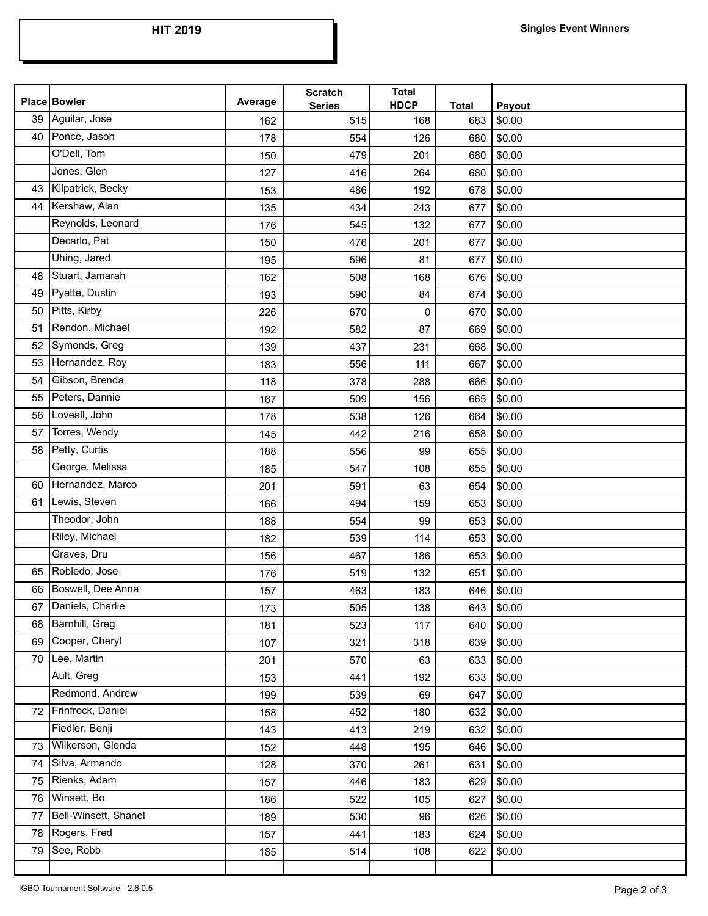**HIT 2019**

**Singles Event Winners**

| Place | Bowler | Average | Scratch Series | Total HDCP | Total | Payout |
|---|---|---|---|---|---|---|
| 39 | Aguilar, Jose | 162 | 515 | 168 | 683 | $0.00 |
| 40 | Ponce, Jason | 178 | 554 | 126 | 680 | $0.00 |
| | O'Dell, Tom | 150 | 479 | 201 | 680 | $0.00 |
| | Jones, Glen | 127 | 416 | 264 | 680 | $0.00 |
| 43 | Kilpatrick, Becky | 153 | 486 | 192 | 678 | $0.00 |
| 44 | Kershaw, Alan | 135 | 434 | 243 | 677 | $0.00 |
| | Reynolds, Leonard | 176 | 545 | 132 | 677 | $0.00 |
| | Decarlo, Pat | 150 | 476 | 201 | 677 | $0.00 |
| | Uhing, Jared | 195 | 596 | 81 | 677 | $0.00 |
| 48 | Stuart, Jamarah | 162 | 508 | 168 | 676 | $0.00 |
| 49 | Pyatte, Dustin | 193 | 590 | 84 | 674 | $0.00 |
| 50 | Pitts, Kirby | 226 | 670 | 0 | 670 | $0.00 |
| 51 | Rendon, Michael | 192 | 582 | 87 | 669 | $0.00 |
| 52 | Symonds, Greg | 139 | 437 | 231 | 668 | $0.00 |
| 53 | Hernandez, Roy | 183 | 556 | 111 | 667 | $0.00 |
| 54 | Gibson, Brenda | 118 | 378 | 288 | 666 | $0.00 |
| 55 | Peters, Dannie | 167 | 509 | 156 | 665 | $0.00 |
| 56 | Loveall, John | 178 | 538 | 126 | 664 | $0.00 |
| 57 | Torres, Wendy | 145 | 442 | 216 | 658 | $0.00 |
| 58 | Petty, Curtis | 188 | 556 | 99 | 655 | $0.00 |
| | George, Melissa | 185 | 547 | 108 | 655 | $0.00 |
| 60 | Hernandez, Marco | 201 | 591 | 63 | 654 | $0.00 |
| 61 | Lewis, Steven | 166 | 494 | 159 | 653 | $0.00 |
| | Theodor, John | 188 | 554 | 99 | 653 | $0.00 |
| | Riley, Michael | 182 | 539 | 114 | 653 | $0.00 |
| | Graves, Dru | 156 | 467 | 186 | 653 | $0.00 |
| 65 | Robledo, Jose | 176 | 519 | 132 | 651 | $0.00 |
| 66 | Boswell, Dee Anna | 157 | 463 | 183 | 646 | $0.00 |
| 67 | Daniels, Charlie | 173 | 505 | 138 | 643 | $0.00 |
| 68 | Barnhill, Greg | 181 | 523 | 117 | 640 | $0.00 |
| 69 | Cooper, Cheryl | 107 | 321 | 318 | 639 | $0.00 |
| 70 | Lee, Martin | 201 | 570 | 63 | 633 | $0.00 |
| | Ault, Greg | 153 | 441 | 192 | 633 | $0.00 |
| | Redmond, Andrew | 199 | 539 | 69 | 647 | $0.00 |
| 72 | Frinfrock, Daniel | 158 | 452 | 180 | 632 | $0.00 |
| | Fiedler, Benji | 143 | 413 | 219 | 632 | $0.00 |
| 73 | Wilkerson, Glenda | 152 | 448 | 195 | 646 | $0.00 |
| 74 | Silva, Armando | 128 | 370 | 261 | 631 | $0.00 |
| 75 | Rienks, Adam | 157 | 446 | 183 | 629 | $0.00 |
| 76 | Winsett, Bo | 186 | 522 | 105 | 627 | $0.00 |
| 77 | Bell-Winsett, Shanel | 189 | 530 | 96 | 626 | $0.00 |
| 78 | Rogers, Fred | 157 | 441 | 183 | 624 | $0.00 |
| 79 | See, Robb | 185 | 514 | 108 | 622 | $0.00 |
| | | | | | | |

IGBO Tournament Software - 2.6.0.5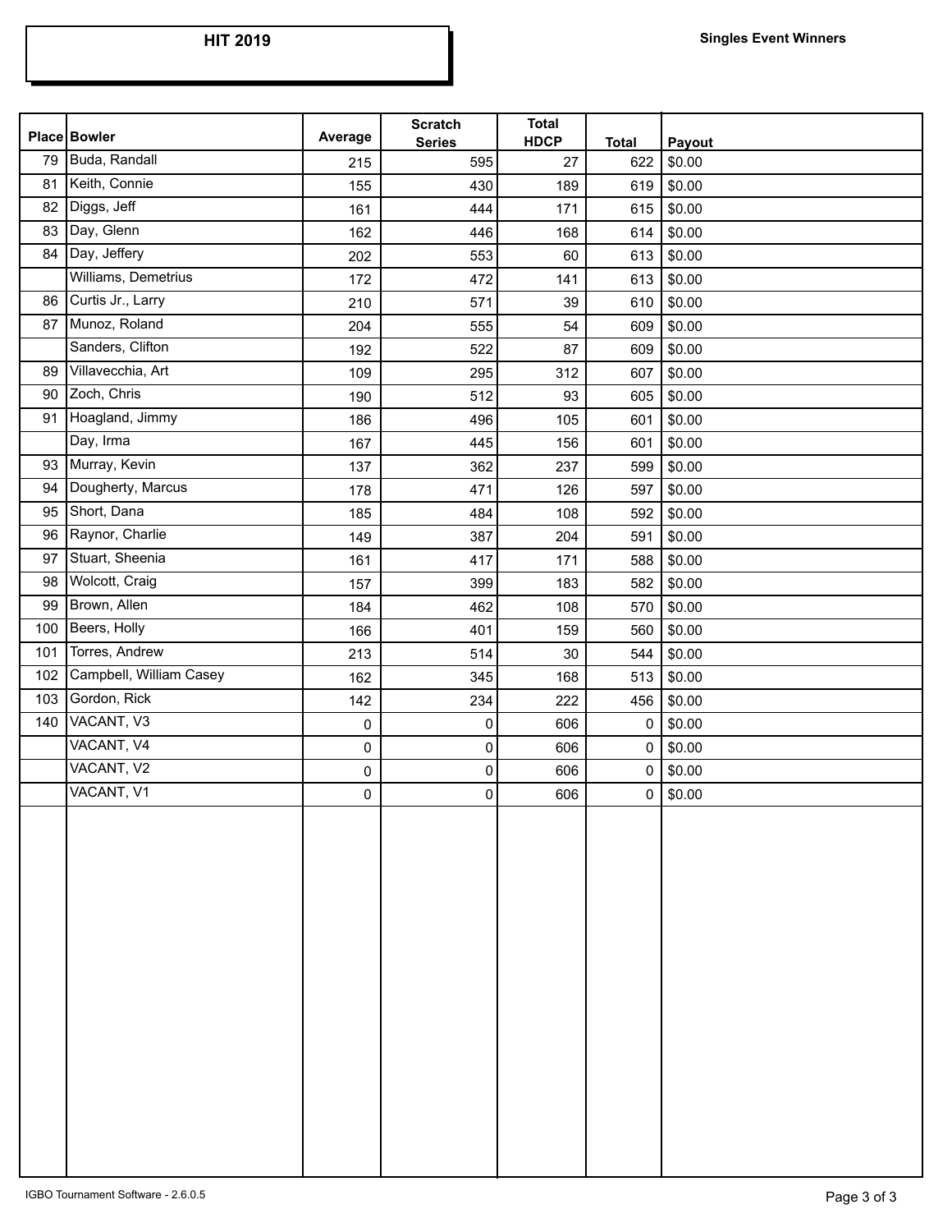**HIT 2019**

**Singles Event Winners**

| Place | Bowler | Average | Scratch Series | Total HDCP | Total | Payout |
|---|---|---|---|---|---|---|
| 79 | Buda, Randall | 215 | 595 | 27 | 622 | $0.00 |
| 81 | Keith, Connie | 155 | 430 | 189 | 619 | $0.00 |
| 82 | Diggs, Jeff | 161 | 444 | 171 | 615 | $0.00 |
| 83 | Day, Glenn | 162 | 446 | 168 | 614 | $0.00 |
| 84 | Day, Jeffery | 202 | 553 | 60 | 613 | $0.00 |
| | Williams, Demetrius | 172 | 472 | 141 | 613 | $0.00 |
| 86 | Curtis Jr., Larry | 210 | 571 | 39 | 610 | $0.00 |
| 87 | Munoz, Roland | 204 | 555 | 54 | 609 | $0.00 |
| | Sanders, Clifton | 192 | 522 | 87 | 609 | $0.00 |
| 89 | Villavecchia, Art | 109 | 295 | 312 | 607 | $0.00 |
| 90 | Zoch, Chris | 190 | 512 | 93 | 605 | $0.00 |
| 91 | Hoagland, Jimmy | 186 | 496 | 105 | 601 | $0.00 |
| | Day, Irma | 167 | 445 | 156 | 601 | $0.00 |
| 93 | Murray, Kevin | 137 | 362 | 237 | 599 | $0.00 |
| 94 | Dougherty, Marcus | 178 | 471 | 126 | 597 | $0.00 |
| 95 | Short, Dana | 185 | 484 | 108 | 592 | $0.00 |
| 96 | Raynor, Charlie | 149 | 387 | 204 | 591 | $0.00 |
| 97 | Stuart, Sheenia | 161 | 417 | 171 | 588 | $0.00 |
| 98 | Wolcott, Craig | 157 | 399 | 183 | 582 | $0.00 |
| 99 | Brown, Allen | 184 | 462 | 108 | 570 | $0.00 |
| 100 | Beers, Holly | 166 | 401 | 159 | 560 | $0.00 |
| 101 | Torres, Andrew | 213 | 514 | 30 | 544 | $0.00 |
| 102 | Campbell, William Casey | 162 | 345 | 168 | 513 | $0.00 |
| 103 | Gordon, Rick | 142 | 234 | 222 | 456 | $0.00 |
| 140 | VACANT, V3 | 0 | 0 | 606 | 0 | $0.00 |
| | VACANT, V4 | 0 | 0 | 606 | 0 | $0.00 |
| | VACANT, V2 | 0 | 0 | 606 | 0 | $0.00 |
| | VACANT, V1 | 0 | 0 | 606 | 0 | $0.00 |

IGBO Tournament Software - 2.6.0.5